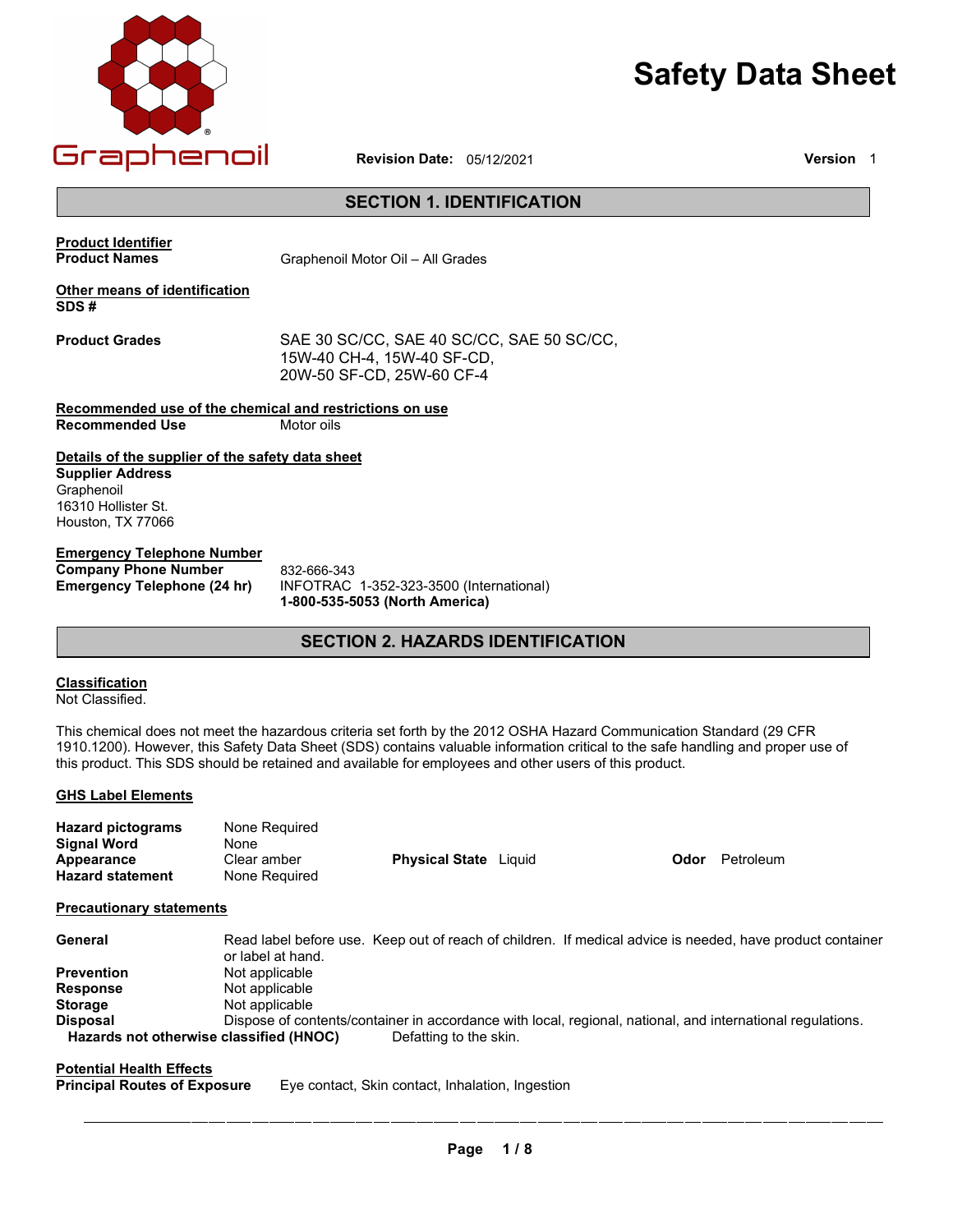Graphenoil

# Safety Data Sheet

**Revision Date:** 05/12/2021 **Version** 1

## SECTION 1. IDENTIFICATION

**Product Identifier**

**Product Names** Graphenoil Motor Oil – All Grades

**Other means of identification**

**SDS #**

**Product Grades** SAE 30 SC/CC, SAE 40 SC/CC, SAE 50 SC/CC, 15W-40 CH-4, 15W-40 SF-CD, 20W-50 SF-CD, 25W-60 CF-4

**Recommended use of the chemical and restrictions on use**

**Recommended Use** Motor oils

**Details of the supplier of the safety data sheet**

**Supplier Address**
Graphenoil
16310 Hollister St.
Houston, TX 77066

**Emergency Telephone Number**

**Company Phone Number** 832-666-343

**Emergency Telephone (24 hr)** INFOTRAC 1-352-323-3500 (International)
**1-800-535-5053 (North America)**

## SECTION 2. HAZARDS IDENTIFICATION

**Classification**

Not Classified.

This chemical does not meet the hazardous criteria set forth by the 2012 OSHA Hazard Communication Standard (29 CFR 1910.1200). However, this Safety Data Sheet (SDS) contains valuable information critical to the safe handling and proper use of this product. This SDS should be retained and available for employees and other users of this product.

**GHS Label Elements**

**Hazard pictograms** None Required

**Signal Word** None

**Appearance** Clear amber **Physical State** Liquid **Odor** Petroleum

**Hazard statement** None Required

**Precautionary statements**

**General** Read label before use. Keep out of reach of children. If medical advice is needed, have product container or label at hand.

**Prevention** Not applicable

**Response** Not applicable

**Storage** Not applicable

**Disposal** Dispose of contents/container in accordance with local, regional, national, and international regulations.

**Hazards not otherwise classified (HNOC)** Defatting to the skin.

**Potential Health Effects**

**Principal Routes of Exposure** Eye contact, Skin contact, Inhalation, Ingestion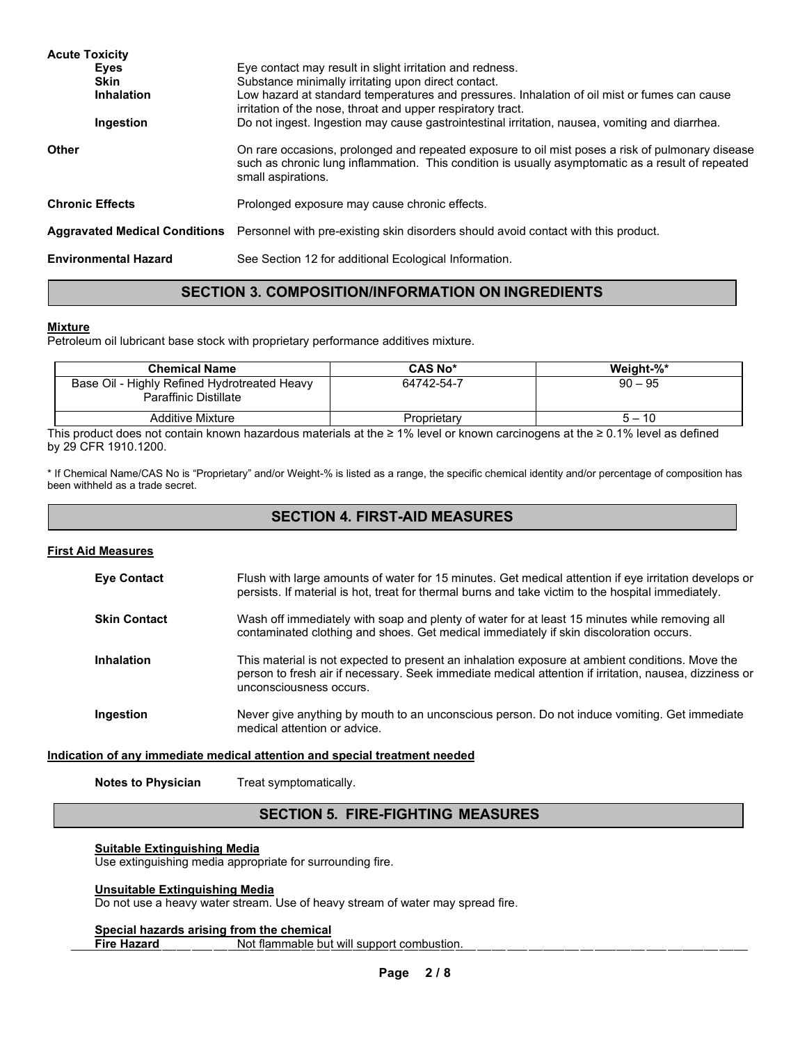**Acute Toxicity**

**Eyes** Eye contact may result in slight irritation and redness.

**Skin** Substance minimally irritating upon direct contact.

**Inhalation** Low hazard at standard temperatures and pressures. Inhalation of oil mist or fumes can cause irritation of the nose, throat and upper respiratory tract.

**Ingestion** Do not ingest. Ingestion may cause gastrointestinal irritation, nausea, vomiting and diarrhea.

**Other** On rare occasions, prolonged and repeated exposure to oil mist poses a risk of pulmonary disease such as chronic lung inflammation. This condition is usually asymptomatic as a result of repeated small aspirations.

**Chronic Effects** Prolonged exposure may cause chronic effects.

**Aggravated Medical Conditions** Personnel with pre-existing skin disorders should avoid contact with this product.

**Environmental Hazard** See Section 12 for additional Ecological Information.

## SECTION 3. COMPOSITION/INFORMATION ON INGREDIENTS

**Mixture**

Petroleum oil lubricant base stock with proprietary performance additives mixture.

| Chemical Name | CAS No* | Weight-%* |
|---|---|---|
| Base Oil - Highly Refined Hydrotreated Heavy Paraffinic Distillate | 64742-54-7 | 90 – 95 |
| Additive Mixture | Proprietary | 5 – 10 |

This product does not contain known hazardous materials at the ≥ 1% level or known carcinogens at the ≥ 0.1% level as defined by 29 CFR 1910.1200.

* If Chemical Name/CAS No is "Proprietary" and/or Weight-% is listed as a range, the specific chemical identity and/or percentage of composition has been withheld as a trade secret.

## SECTION 4. FIRST-AID MEASURES

**First Aid Measures**

**Eye Contact** Flush with large amounts of water for 15 minutes. Get medical attention if eye irritation develops or persists. If material is hot, treat for thermal burns and take victim to the hospital immediately.

**Skin Contact** Wash off immediately with soap and plenty of water for at least 15 minutes while removing all contaminated clothing and shoes. Get medical immediately if skin discoloration occurs.

**Inhalation** This material is not expected to present an inhalation exposure at ambient conditions. Move the person to fresh air if necessary. Seek immediate medical attention if irritation, nausea, dizziness or unconsciousness occurs.

**Ingestion** Never give anything by mouth to an unconscious person. Do not induce vomiting. Get immediate medical attention or advice.

**Indication of any immediate medical attention and special treatment needed**

**Notes to Physician** Treat symptomatically.

## SECTION 5. FIRE-FIGHTING MEASURES

**Suitable Extinguishing Media**

Use extinguishing media appropriate for surrounding fire.

**Unsuitable Extinguishing Media**

Do not use a heavy water stream. Use of heavy stream of water may spread fire.

**Special hazards arising from the chemical**

**Fire Hazard** Not flammable but will support combustion.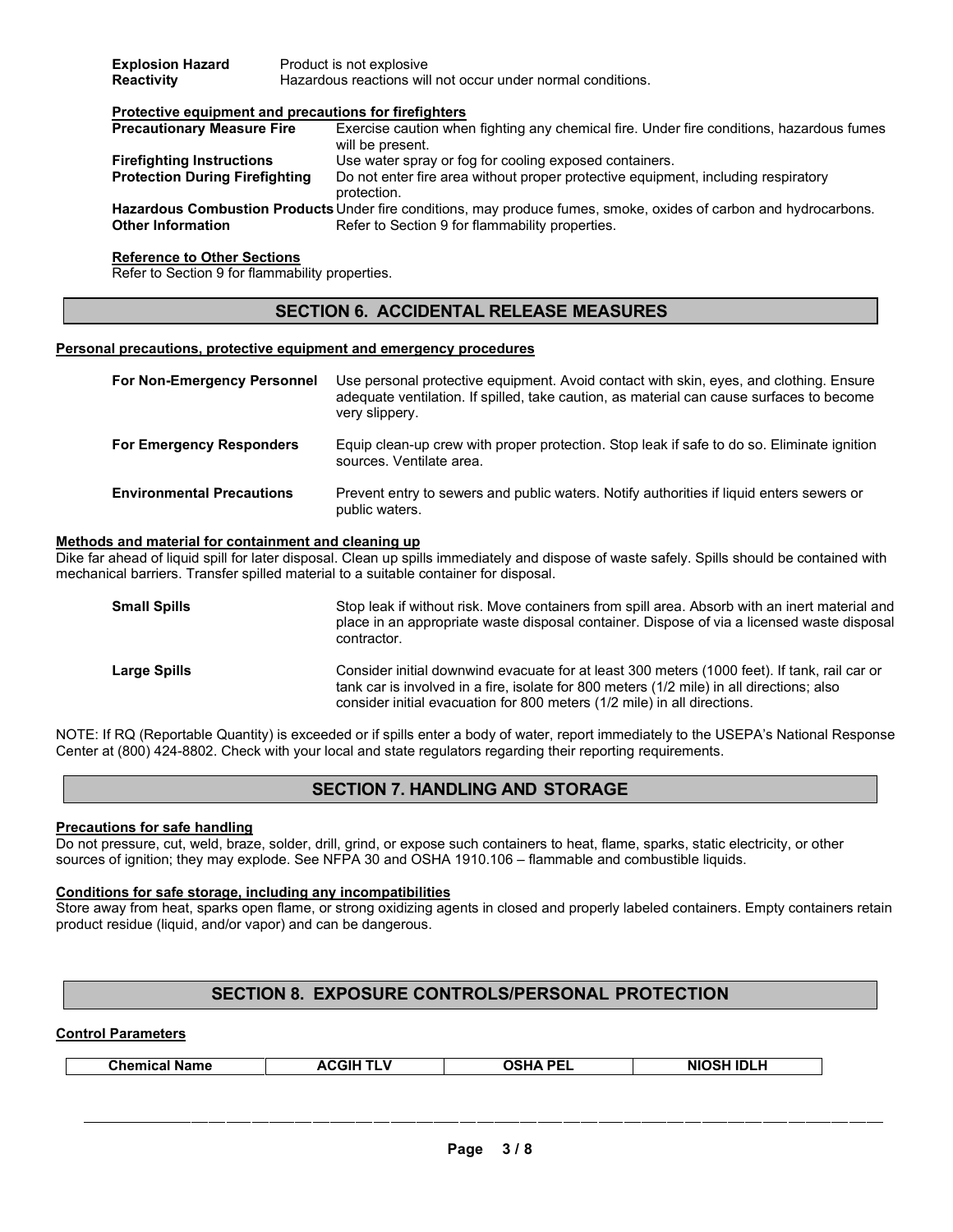| | |
|---|---|
| **Explosion Hazard** | Product is not explosive |
| **Reactivity** | Hazardous reactions will not occur under normal conditions. |

**Protective equipment and precautions for firefighters**

| | |
|---|---|
| **Precautionary Measure Fire** | Exercise caution when fighting any chemical fire. Under fire conditions, hazardous fumes will be present. |
| **Firefighting Instructions** | Use water spray or fog for cooling exposed containers. |
| **Protection During Firefighting** | Do not enter fire area without proper protective equipment, including respiratory protection. |
| **Hazardous Combustion Products** | Under fire conditions, may produce fumes, smoke, oxides of carbon and hydrocarbons. |
| **Other Information** | Refer to Section 9 for flammability properties. |

**Reference to Other Sections**

Refer to Section 9 for flammability properties.

## SECTION 6. ACCIDENTAL RELEASE MEASURES

**Personal precautions, protective equipment and emergency procedures**

| | |
|---|---|
| **For Non-Emergency Personnel** | Use personal protective equipment. Avoid contact with skin, eyes, and clothing. Ensure adequate ventilation. If spilled, take caution, as material can cause surfaces to become very slippery. |
| **For Emergency Responders** | Equip clean-up crew with proper protection. Stop leak if safe to do so. Eliminate ignition sources. Ventilate area. |
| **Environmental Precautions** | Prevent entry to sewers and public waters. Notify authorities if liquid enters sewers or public waters. |

**Methods and material for containment and cleaning up**

Dike far ahead of liquid spill for later disposal. Clean up spills immediately and dispose of waste safely. Spills should be contained with mechanical barriers. Transfer spilled material to a suitable container for disposal.

| | |
|---|---|
| **Small Spills** | Stop leak if without risk. Move containers from spill area. Absorb with an inert material and place in an appropriate waste disposal container. Dispose of via a licensed waste disposal contractor. |
| **Large Spills** | Consider initial downwind evacuate for at least 300 meters (1000 feet). If tank, rail car or tank car is involved in a fire, isolate for 800 meters (1/2 mile) in all directions; also consider initial evacuation for 800 meters (1/2 mile) in all directions. |

NOTE: If RQ (Reportable Quantity) is exceeded or if spills enter a body of water, report immediately to the USEPA's National Response Center at (800) 424-8802. Check with your local and state regulators regarding their reporting requirements.

## SECTION 7. HANDLING AND STORAGE

**Precautions for safe handling**

Do not pressure, cut, weld, braze, solder, drill, grind, or expose such containers to heat, flame, sparks, static electricity, or other sources of ignition; they may explode. See NFPA 30 and OSHA 1910.106 – flammable and combustible liquids.

**Conditions for safe storage, including any incompatibilities**

Store away from heat, sparks open flame, or strong oxidizing agents in closed and properly labeled containers. Empty containers retain product residue (liquid, and/or vapor) and can be dangerous.

## SECTION 8. EXPOSURE CONTROLS/PERSONAL PROTECTION

**Control Parameters**

| Chemical Name | ACGIH TLV | OSHA PEL | NIOSH IDLH |
|---|---|---|---|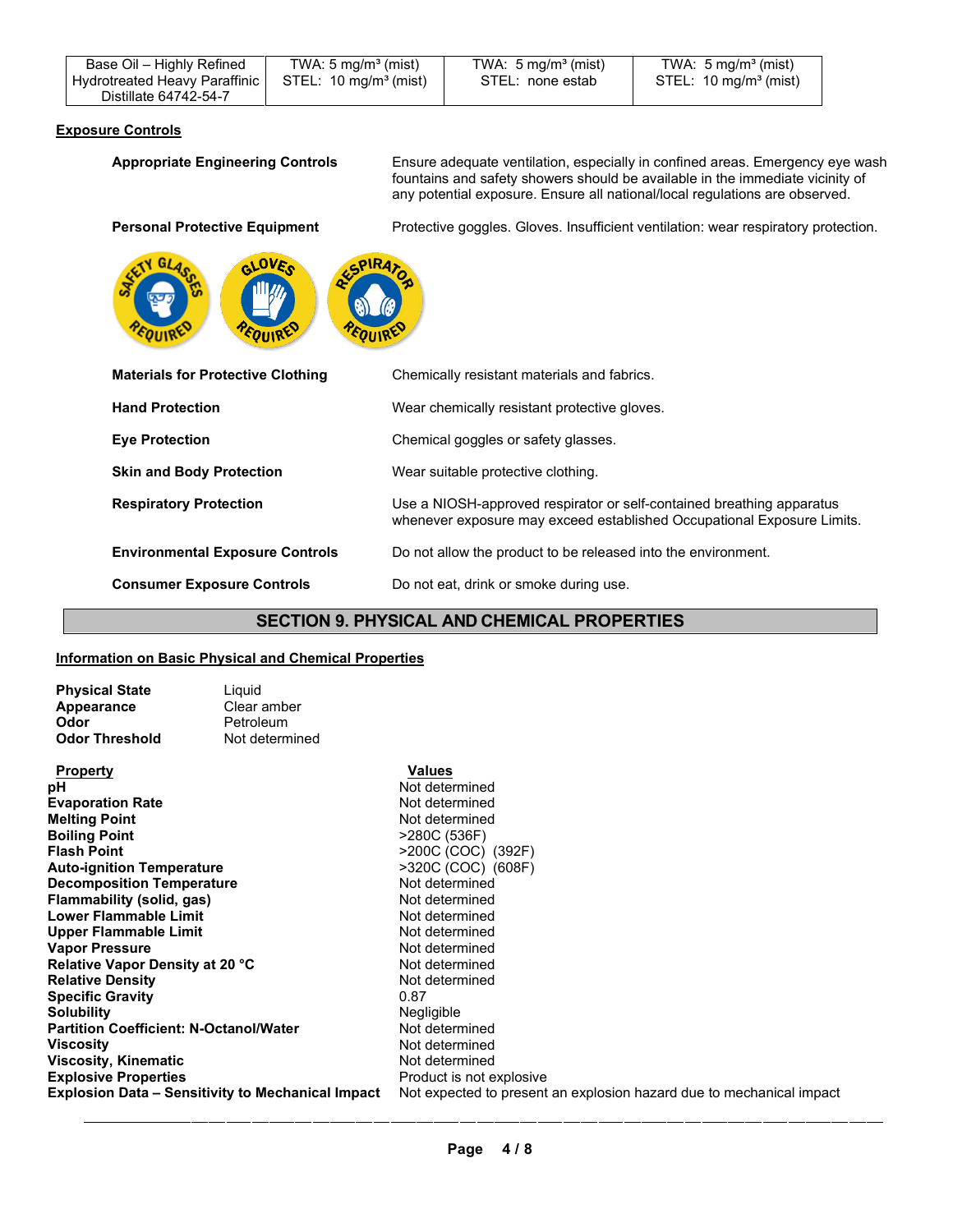| Base Oil – Highly Refined Hydrotreated Heavy Paraffinic Distillate 64742-54-7 | TWA: 5 mg/m³ (mist) STEL: 10 mg/m³ (mist) | TWA: 5 mg/m³ (mist) STEL: none estab | TWA: 5 mg/m³ (mist) STEL: 10 mg/m³ (mist) |
|---|---|---|---|

**Exposure Controls**

**Appropriate Engineering Controls** Ensure adequate ventilation, especially in confined areas. Emergency eye wash fountains and safety showers should be available in the immediate vicinity of any potential exposure. Ensure all national/local regulations are observed.

**Personal Protective Equipment** Protective goggles. Gloves. Insufficient ventilation: wear respiratory protection.

SAFETY GLASSES REQUIRED | GLOVES REQUIRED | RESPIRATOR REQUIRED

**Materials for Protective Clothing** Chemically resistant materials and fabrics.

**Hand Protection** Wear chemically resistant protective gloves.

**Eye Protection** Chemical goggles or safety glasses.

**Skin and Body Protection** Wear suitable protective clothing.

**Respiratory Protection** Use a NIOSH-approved respirator or self-contained breathing apparatus whenever exposure may exceed established Occupational Exposure Limits.

**Environmental Exposure Controls** Do not allow the product to be released into the environment.

**Consumer Exposure Controls** Do not eat, drink or smoke during use.

## SECTION 9. PHYSICAL AND CHEMICAL PROPERTIES

**Information on Basic Physical and Chemical Properties**

**Physical State** Liquid
**Appearance** Clear amber
**Odor** Petroleum
**Odor Threshold** Not determined

| Property | Values |
|---|---|
| **pH** | Not determined |
| **Evaporation Rate** | Not determined |
| **Melting Point** | Not determined |
| **Boiling Point** | >280C (536F) |
| **Flash Point** | >200C (COC) (392F) |
| **Auto-ignition Temperature** | >320C (COC) (608F) |
| **Decomposition Temperature** | Not determined |
| **Flammability (solid, gas)** | Not determined |
| **Lower Flammable Limit** | Not determined |
| **Upper Flammable Limit** | Not determined |
| **Vapor Pressure** | Not determined |
| **Relative Vapor Density at 20 °C** | Not determined |
| **Relative Density** | Not determined |
| **Specific Gravity** | 0.87 |
| **Solubility** | Negligible |
| **Partition Coefficient: N-Octanol/Water** | Not determined |
| **Viscosity** | Not determined |
| **Viscosity, Kinematic** | Not determined |
| **Explosive Properties** | Product is not explosive |
| **Explosion Data – Sensitivity to Mechanical Impact** | Not expected to present an explosion hazard due to mechanical impact |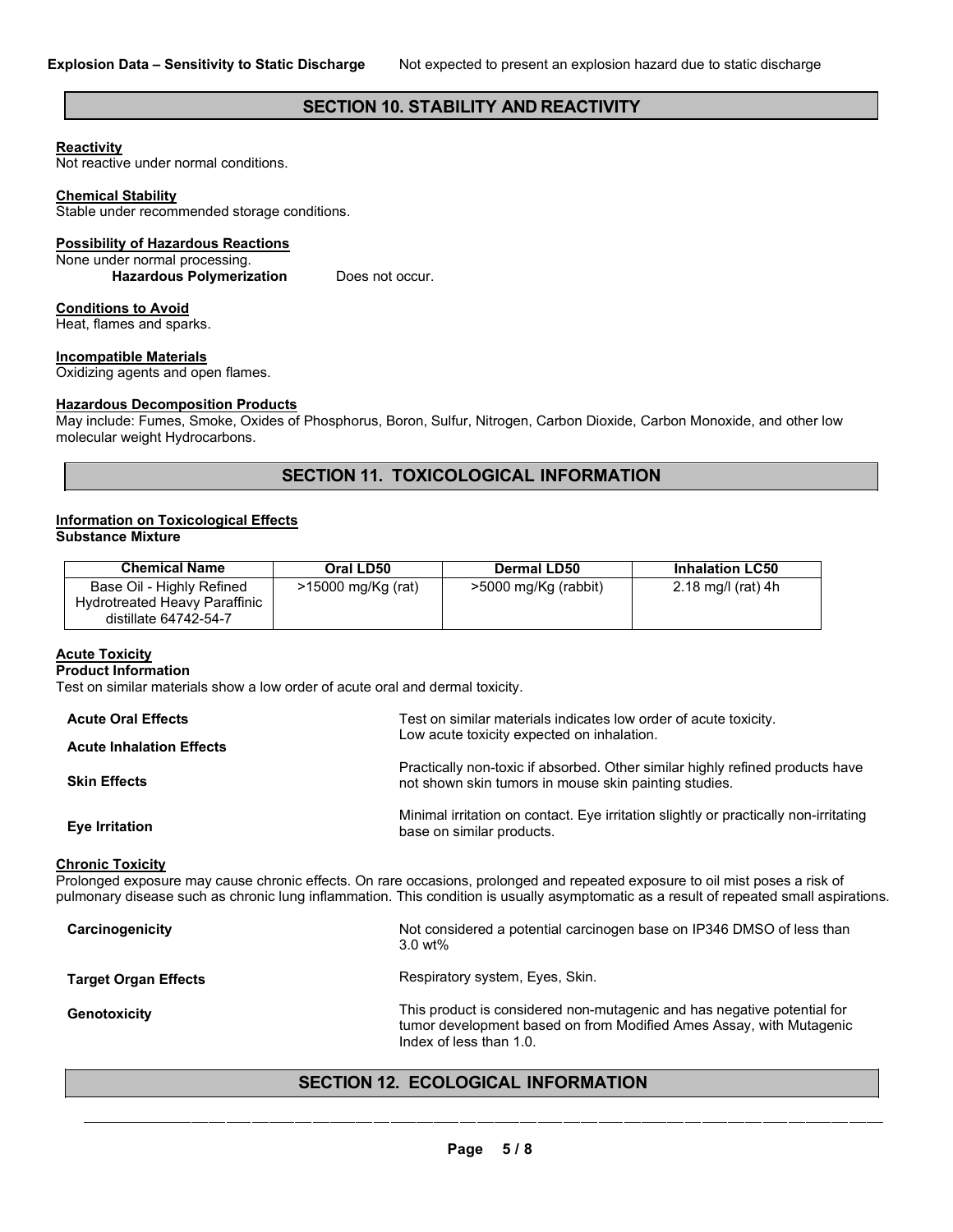**Explosion Data – Sensitivity to Static Discharge** Not expected to present an explosion hazard due to static discharge

## SECTION 10. STABILITY AND REACTIVITY

**Reactivity**
Not reactive under normal conditions.

**Chemical Stability**
Stable under recommended storage conditions.

**Possibility of Hazardous Reactions**
None under normal processing.

**Hazardous Polymerization** Does not occur.

**Conditions to Avoid**
Heat, flames and sparks.

**Incompatible Materials**
Oxidizing agents and open flames.

**Hazardous Decomposition Products**
May include: Fumes, Smoke, Oxides of Phosphorus, Boron, Sulfur, Nitrogen, Carbon Dioxide, Carbon Monoxide, and other low molecular weight Hydrocarbons.

## SECTION 11. TOXICOLOGICAL INFORMATION

**Information on Toxicological Effects**
**Substance Mixture**

| Chemical Name | Oral LD50 | Dermal LD50 | Inhalation LC50 |
|---|---|---|---|
| Base Oil - Highly Refined Hydrotreated Heavy Paraffinic distillate 64742-54-7 | >15000 mg/Kg (rat) | >5000 mg/Kg (rabbit) | 2.18 mg/l (rat) 4h |

**Acute Toxicity**
**Product Information**
Test on similar materials show a low order of acute oral and dermal toxicity.

**Acute Oral Effects** Test on similar materials indicates low order of acute toxicity.

**Acute Inhalation Effects** Low acute toxicity expected on inhalation.

**Skin Effects** Practically non-toxic if absorbed. Other similar highly refined products have not shown skin tumors in mouse skin painting studies.

**Eye Irritation** Minimal irritation on contact. Eye irritation slightly or practically non-irritating base on similar products.

**Chronic Toxicity**
Prolonged exposure may cause chronic effects. On rare occasions, prolonged and repeated exposure to oil mist poses a risk of pulmonary disease such as chronic lung inflammation. This condition is usually asymptomatic as a result of repeated small aspirations.

**Carcinogenicity** Not considered a potential carcinogen base on IP346 DMSO of less than 3.0 wt%

**Target Organ Effects** Respiratory system, Eyes, Skin.

**Genotoxicity** This product is considered non-mutagenic and has negative potential for tumor development based on from Modified Ames Assay, with Mutagenic Index of less than 1.0.

## SECTION 12. ECOLOGICAL INFORMATION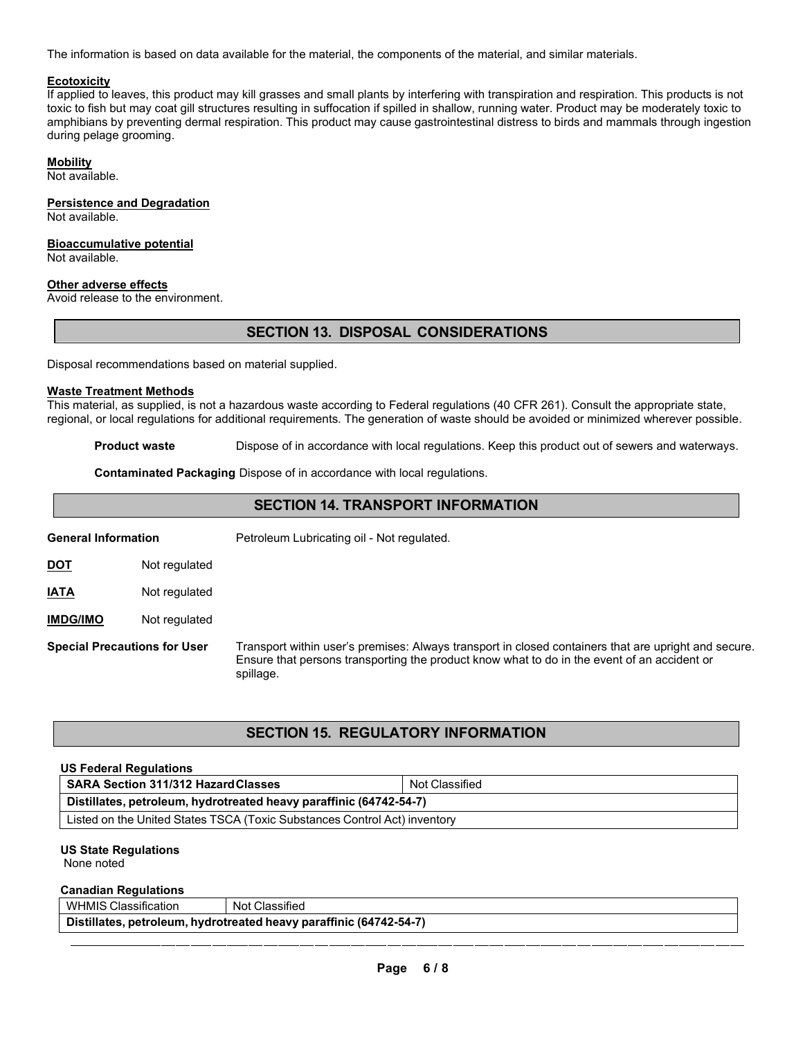The information is based on data available for the material, the components of the material, and similar materials.

**Ecotoxicity**

If applied to leaves, this product may kill grasses and small plants by interfering with transpiration and respiration. This products is not toxic to fish but may coat gill structures resulting in suffocation if spilled in shallow, running water. Product may be moderately toxic to amphibians by preventing dermal respiration. This product may cause gastrointestinal distress to birds and mammals through ingestion during pelage grooming.

**Mobility**

Not available.

**Persistence and Degradation**

Not available.

**Bioaccumulative potential**

Not available.

**Other adverse effects**

Avoid release to the environment.

## SECTION 13. DISPOSAL CONSIDERATIONS

Disposal recommendations based on material supplied.

**Waste Treatment Methods**

This material, as supplied, is not a hazardous waste according to Federal regulations (40 CFR 261). Consult the appropriate state, regional, or local regulations for additional requirements. The generation of waste should be avoided or minimized wherever possible.

**Product waste** Dispose of in accordance with local regulations. Keep this product out of sewers and waterways.

**Contaminated Packaging** Dispose of in accordance with local regulations.

## SECTION 14. TRANSPORT INFORMATION

**General Information** Petroleum Lubricating oil - Not regulated.

**DOT** Not regulated

**IATA** Not regulated

**IMDG/IMO** Not regulated

**Special Precautions for User** Transport within user's premises: Always transport in closed containers that are upright and secure. Ensure that persons transporting the product know what to do in the event of an accident or spillage.

## SECTION 15. REGULATORY INFORMATION

**US Federal Regulations**

| SARA Section 311/312 Hazard Classes | Not Classified |
|---|---|
| **Distillates, petroleum, hydrotreated heavy paraffinic (64742-54-7)** | |
| Listed on the United States TSCA (Toxic Substances Control Act) inventory | |

**US State Regulations**

None noted

**Canadian Regulations**

| WHMIS Classification | Not Classified |
|---|---|
| **Distillates, petroleum, hydrotreated heavy paraffinic (64742-54-7)** | |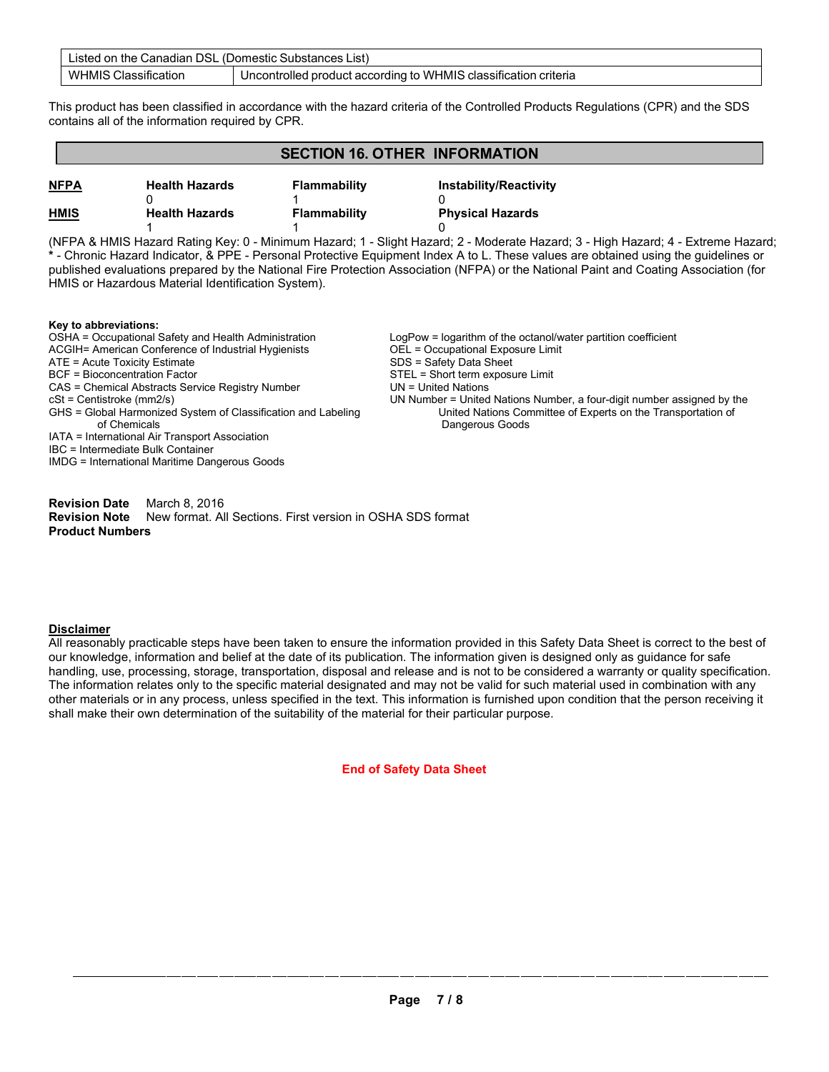| | |
|---|---|
| Listed on the Canadian DSL (Domestic Substances List) | |
| WHMIS Classification | Uncontrolled product according to WHMIS classification criteria |

This product has been classified in accordance with the hazard criteria of the Controlled Products Regulations (CPR) and the SDS contains all of the information required by CPR.

## SECTION 16. OTHER INFORMATION

| | | | |
|---|---|---|---|
| **NFPA** | **Health Hazards** | **Flammability** | **Instability/Reactivity** |
| | 0 | 1 | 0 |
| **HMIS** | **Health Hazards** | **Flammability** | **Physical Hazards** |
| | 1 | 1 | 0 |

(NFPA & HMIS Hazard Rating Key: 0 - Minimum Hazard; 1 - Slight Hazard; 2 - Moderate Hazard; 3 - High Hazard; 4 - Extreme Hazard; **\*** - Chronic Hazard Indicator, & PPE - Personal Protective Equipment Index A to L. These values are obtained using the guidelines or published evaluations prepared by the National Fire Protection Association (NFPA) or the National Paint and Coating Association (for HMIS or Hazardous Material Identification System).

**Key to abbreviations:**

OSHA = Occupational Safety and Health Administration
ACGIH= American Conference of Industrial Hygienists
ATE = Acute Toxicity Estimate
BCF = Bioconcentration Factor
CAS = Chemical Abstracts Service Registry Number
cSt = Centistroke (mm2/s)
GHS = Global Harmonized System of Classification and Labeling of Chemicals
IATA = International Air Transport Association
IBC = Intermediate Bulk Container
IMDG = International Maritime Dangerous Goods
LogPow = logarithm of the octanol/water partition coefficient
OEL = Occupational Exposure Limit
SDS = Safety Data Sheet
STEL = Short term exposure Limit
UN = United Nations
UN Number = United Nations Number, a four-digit number assigned by the United Nations Committee of Experts on the Transportation of Dangerous Goods

**Revision Date** March 8, 2016
**Revision Note** New format. All Sections. First version in OSHA SDS format
**Product Numbers**

**Disclaimer**

All reasonably practicable steps have been taken to ensure the information provided in this Safety Data Sheet is correct to the best of our knowledge, information and belief at the date of its publication. The information given is designed only as guidance for safe handling, use, processing, storage, transportation, disposal and release and is not to be considered a warranty or quality specification. The information relates only to the specific material designated and may not be valid for such material used in combination with any other materials or in any process, unless specified in the text. This information is furnished upon condition that the person receiving it shall make their own determination of the suitability of the material for their particular purpose.

**End of Safety Data Sheet**